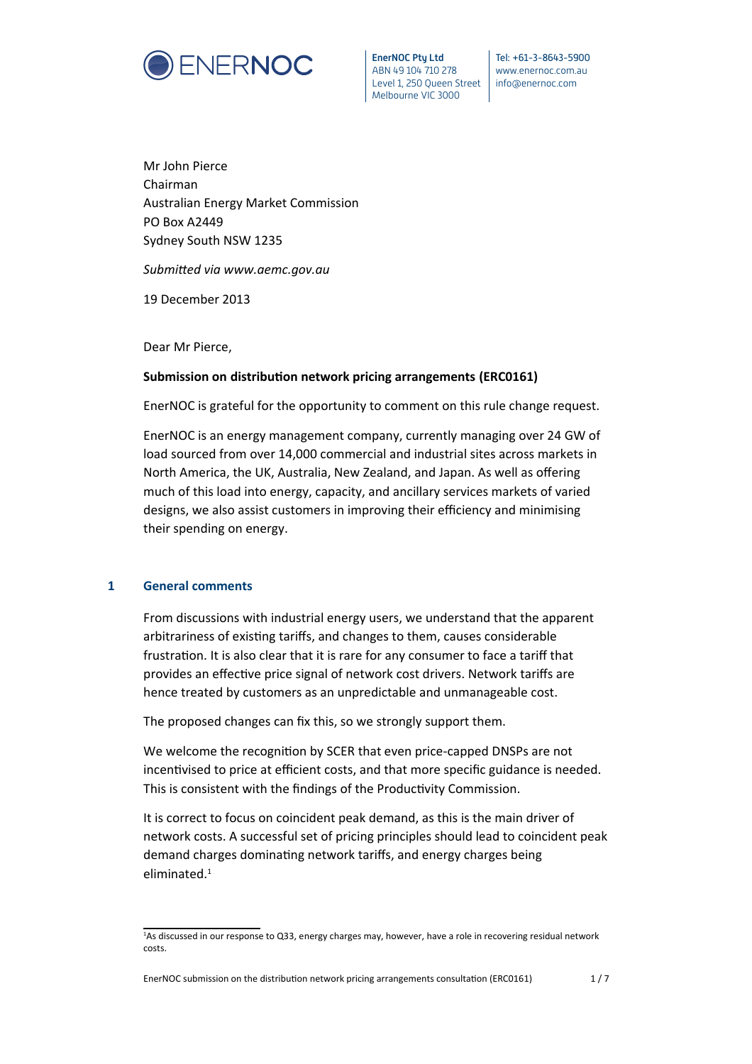ENERNOC

**EnerNOC Pty Ltd**
ABN 49 104 710 278
Level 1, 250 Queen Street
Melbourne VIC 3000

Tel: +61-3-8643-5900
www.enernoc.com.au
info@enernoc.com

Mr John Pierce
Chairman
Australian Energy Market Commission
PO Box A2449
Sydney South NSW 1235

*Submitted via www.aemc.gov.au*

19 December 2013

Dear Mr Pierce,

**Submission on distribution network pricing arrangements (ERC0161)**

EnerNOC is grateful for the opportunity to comment on this rule change request.

EnerNOC is an energy management company, currently managing over 24 GW of load sourced from over 14,000 commercial and industrial sites across markets in North America, the UK, Australia, New Zealand, and Japan. As well as offering much of this load into energy, capacity, and ancillary services markets of varied designs, we also assist customers in improving their efficiency and minimising their spending on energy.

## 1 General comments

From discussions with industrial energy users, we understand that the apparent arbitrariness of existing tariffs, and changes to them, causes considerable frustration. It is also clear that it is rare for any consumer to face a tariff that provides an effective price signal of network cost drivers. Network tariffs are hence treated by customers as an unpredictable and unmanageable cost.

The proposed changes can fix this, so we strongly support them.

We welcome the recognition by SCER that even price-capped DNSPs are not incentivised to price at efficient costs, and that more specific guidance is needed. This is consistent with the findings of the Productivity Commission.

It is correct to focus on coincident peak demand, as this is the main driver of network costs. A successful set of pricing principles should lead to coincident peak demand charges dominating network tariffs, and energy charges being eliminated.[1]

[1] As discussed in our response to Q33, energy charges may, however, have a role in recovering residual network costs.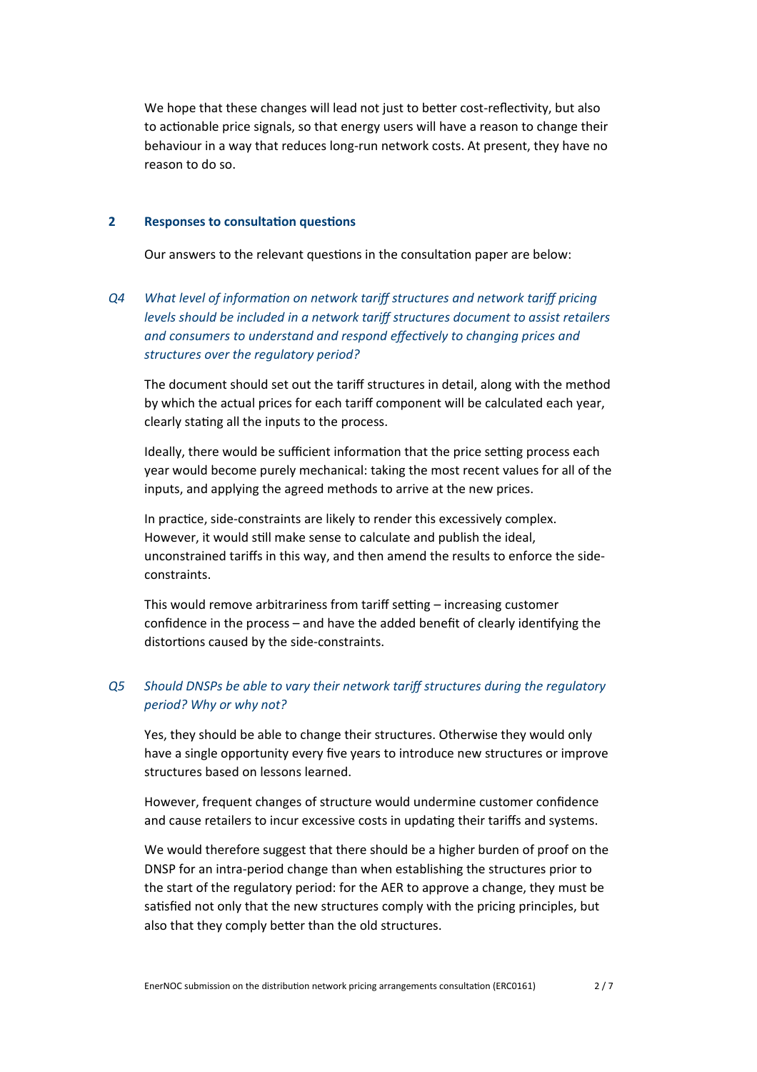We hope that these changes will lead not just to better cost-reflectivity, but also to actionable price signals, so that energy users will have a reason to change their behaviour in a way that reduces long-run network costs. At present, they have no reason to do so.

## 2 Responses to consultation questions

Our answers to the relevant questions in the consultation paper are below:

*Q4 What level of information on network tariff structures and network tariff pricing levels should be included in a network tariff structures document to assist retailers and consumers to understand and respond effectively to changing prices and structures over the regulatory period?*

The document should set out the tariff structures in detail, along with the method by which the actual prices for each tariff component will be calculated each year, clearly stating all the inputs to the process.

Ideally, there would be sufficient information that the price setting process each year would become purely mechanical: taking the most recent values for all of the inputs, and applying the agreed methods to arrive at the new prices.

In practice, side-constraints are likely to render this excessively complex. However, it would still make sense to calculate and publish the ideal, unconstrained tariffs in this way, and then amend the results to enforce the side-constraints.

This would remove arbitrariness from tariff setting – increasing customer confidence in the process – and have the added benefit of clearly identifying the distortions caused by the side-constraints.

*Q5 Should DNSPs be able to vary their network tariff structures during the regulatory period? Why or why not?*

Yes, they should be able to change their structures. Otherwise they would only have a single opportunity every five years to introduce new structures or improve structures based on lessons learned.

However, frequent changes of structure would undermine customer confidence and cause retailers to incur excessive costs in updating their tariffs and systems.

We would therefore suggest that there should be a higher burden of proof on the DNSP for an intra-period change than when establishing the structures prior to the start of the regulatory period: for the AER to approve a change, they must be satisfied not only that the new structures comply with the pricing principles, but also that they comply better than the old structures.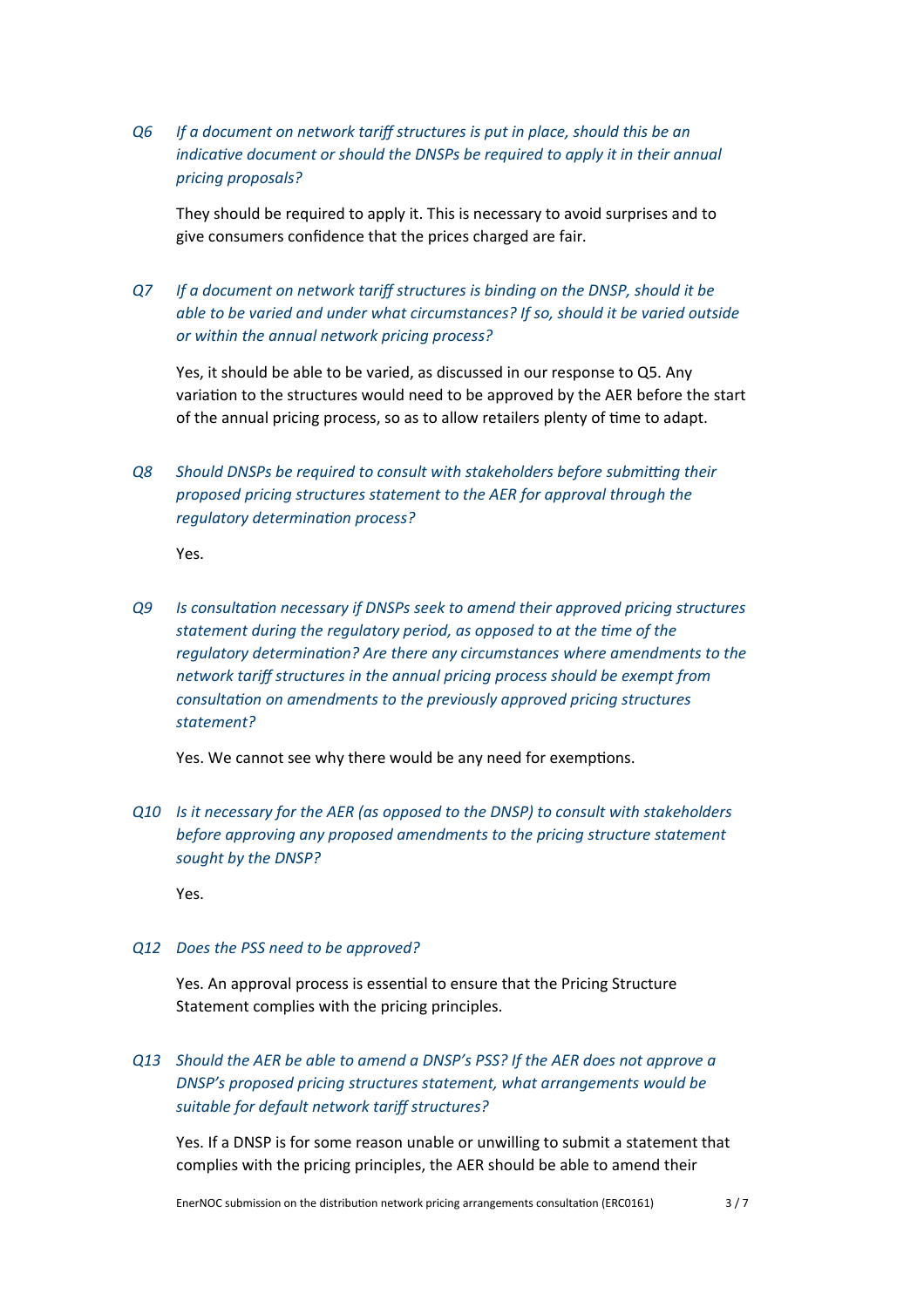*Q6 If a document on network tariff structures is put in place, should this be an indicative document or should the DNSPs be required to apply it in their annual pricing proposals?*

They should be required to apply it. This is necessary to avoid surprises and to give consumers confidence that the prices charged are fair.

*Q7 If a document on network tariff structures is binding on the DNSP, should it be able to be varied and under what circumstances? If so, should it be varied outside or within the annual network pricing process?*

Yes, it should be able to be varied, as discussed in our response to Q5. Any variation to the structures would need to be approved by the AER before the start of the annual pricing process, so as to allow retailers plenty of time to adapt.

*Q8 Should DNSPs be required to consult with stakeholders before submitting their proposed pricing structures statement to the AER for approval through the regulatory determination process?*

Yes.

*Q9 Is consultation necessary if DNSPs seek to amend their approved pricing structures statement during the regulatory period, as opposed to at the time of the regulatory determination? Are there any circumstances where amendments to the network tariff structures in the annual pricing process should be exempt from consultation on amendments to the previously approved pricing structures statement?*

Yes. We cannot see why there would be any need for exemptions.

*Q10 Is it necessary for the AER (as opposed to the DNSP) to consult with stakeholders before approving any proposed amendments to the pricing structure statement sought by the DNSP?*

Yes.

*Q12 Does the PSS need to be approved?*

Yes. An approval process is essential to ensure that the Pricing Structure Statement complies with the pricing principles.

*Q13 Should the AER be able to amend a DNSP's PSS? If the AER does not approve a DNSP's proposed pricing structures statement, what arrangements would be suitable for default network tariff structures?*

Yes. If a DNSP is for some reason unable or unwilling to submit a statement that complies with the pricing principles, the AER should be able to amend their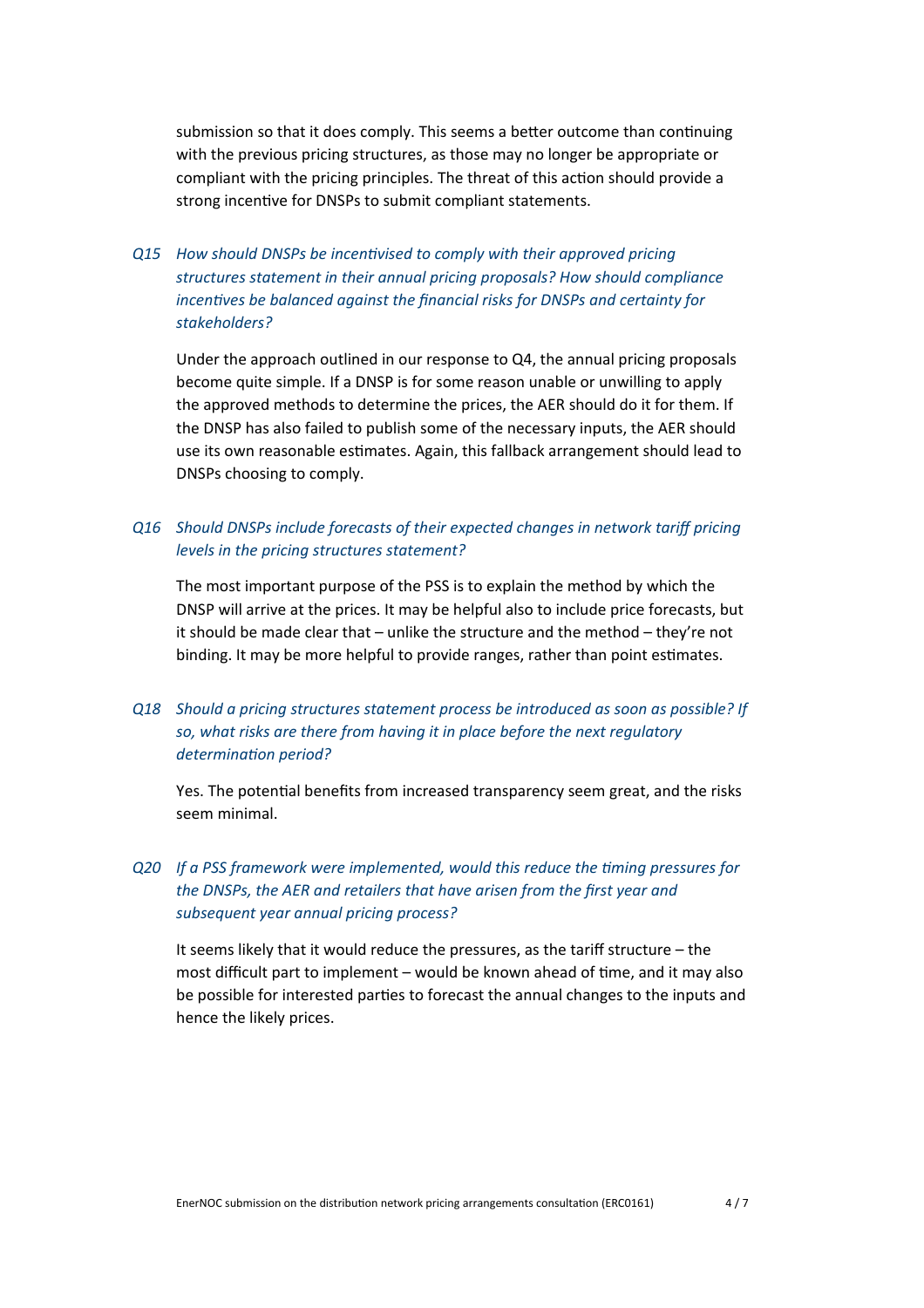submission so that it does comply. This seems a better outcome than continuing with the previous pricing structures, as those may no longer be appropriate or compliant with the pricing principles. The threat of this action should provide a strong incentive for DNSPs to submit compliant statements.

*Q15 How should DNSPs be incentivised to comply with their approved pricing structures statement in their annual pricing proposals? How should compliance incentives be balanced against the financial risks for DNSPs and certainty for stakeholders?*

Under the approach outlined in our response to Q4, the annual pricing proposals become quite simple. If a DNSP is for some reason unable or unwilling to apply the approved methods to determine the prices, the AER should do it for them. If the DNSP has also failed to publish some of the necessary inputs, the AER should use its own reasonable estimates. Again, this fallback arrangement should lead to DNSPs choosing to comply.

*Q16 Should DNSPs include forecasts of their expected changes in network tariff pricing levels in the pricing structures statement?*

The most important purpose of the PSS is to explain the method by which the DNSP will arrive at the prices. It may be helpful also to include price forecasts, but it should be made clear that – unlike the structure and the method – they're not binding. It may be more helpful to provide ranges, rather than point estimates.

*Q18 Should a pricing structures statement process be introduced as soon as possible? If so, what risks are there from having it in place before the next regulatory determination period?*

Yes. The potential benefits from increased transparency seem great, and the risks seem minimal.

*Q20 If a PSS framework were implemented, would this reduce the timing pressures for the DNSPs, the AER and retailers that have arisen from the first year and subsequent year annual pricing process?*

It seems likely that it would reduce the pressures, as the tariff structure – the most difficult part to implement – would be known ahead of time, and it may also be possible for interested parties to forecast the annual changes to the inputs and hence the likely prices.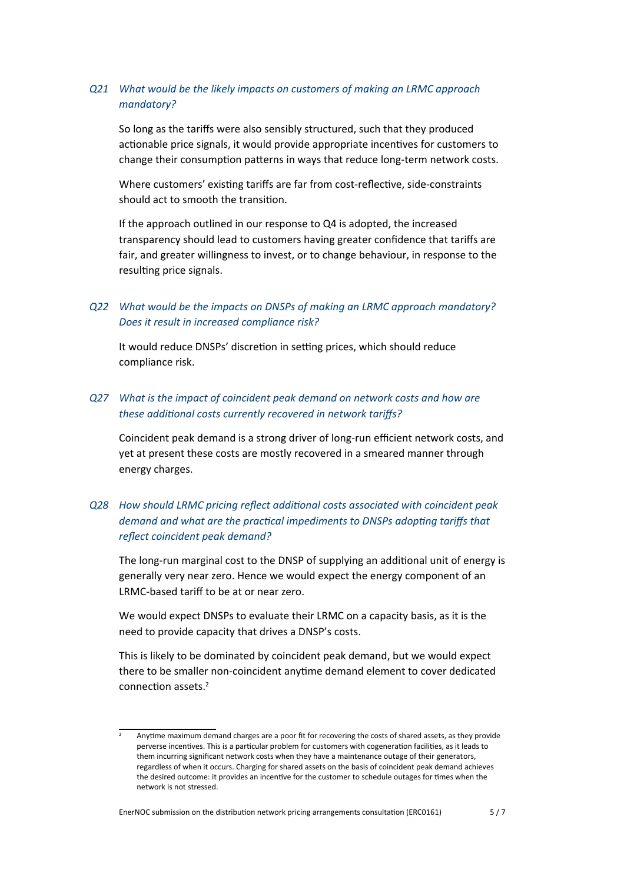*Q21 What would be the likely impacts on customers of making an LRMC approach mandatory?*

So long as the tariffs were also sensibly structured, such that they produced actionable price signals, it would provide appropriate incentives for customers to change their consumption patterns in ways that reduce long-term network costs.

Where customers' existing tariffs are far from cost-reflective, side-constraints should act to smooth the transition.

If the approach outlined in our response to Q4 is adopted, the increased transparency should lead to customers having greater confidence that tariffs are fair, and greater willingness to invest, or to change behaviour, in response to the resulting price signals.

*Q22 What would be the impacts on DNSPs of making an LRMC approach mandatory? Does it result in increased compliance risk?*

It would reduce DNSPs' discretion in setting prices, which should reduce compliance risk.

*Q27 What is the impact of coincident peak demand on network costs and how are these additional costs currently recovered in network tariffs?*

Coincident peak demand is a strong driver of long-run efficient network costs, and yet at present these costs are mostly recovered in a smeared manner through energy charges.

*Q28 How should LRMC pricing reflect additional costs associated with coincident peak demand and what are the practical impediments to DNSPs adopting tariffs that reflect coincident peak demand?*

The long-run marginal cost to the DNSP of supplying an additional unit of energy is generally very near zero. Hence we would expect the energy component of an LRMC-based tariff to be at or near zero.

We would expect DNSPs to evaluate their LRMC on a capacity basis, as it is the need to provide capacity that drives a DNSP's costs.

This is likely to be dominated by coincident peak demand, but we would expect there to be smaller non-coincident anytime demand element to cover dedicated connection assets.[2]

[2] Anytime maximum demand charges are a poor fit for recovering the costs of shared assets, as they provide perverse incentives. This is a particular problem for customers with cogeneration facilities, as it leads to them incurring significant network costs when they have a maintenance outage of their generators, regardless of when it occurs. Charging for shared assets on the basis of coincident peak demand achieves the desired outcome: it provides an incentive for the customer to schedule outages for times when the network is not stressed.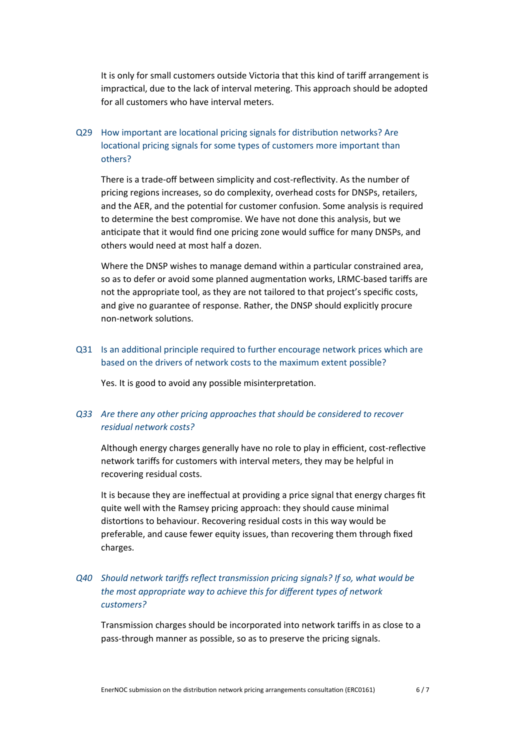It is only for small customers outside Victoria that this kind of tariff arrangement is impractical, due to the lack of interval metering. This approach should be adopted for all customers who have interval meters.

### Q29 How important are locational pricing signals for distribution networks? Are locational pricing signals for some types of customers more important than others?

There is a trade-off between simplicity and cost-reflectivity. As the number of pricing regions increases, so do complexity, overhead costs for DNSPs, retailers, and the AER, and the potential for customer confusion. Some analysis is required to determine the best compromise. We have not done this analysis, but we anticipate that it would find one pricing zone would suffice for many DNSPs, and others would need at most half a dozen.

Where the DNSP wishes to manage demand within a particular constrained area, so as to defer or avoid some planned augmentation works, LRMC-based tariffs are not the appropriate tool, as they are not tailored to that project's specific costs, and give no guarantee of response. Rather, the DNSP should explicitly procure non-network solutions.

### Q31 Is an additional principle required to further encourage network prices which are based on the drivers of network costs to the maximum extent possible?

Yes. It is good to avoid any possible misinterpretation.

### *Q33 Are there any other pricing approaches that should be considered to recover residual network costs?*

Although energy charges generally have no role to play in efficient, cost-reflective network tariffs for customers with interval meters, they may be helpful in recovering residual costs.

It is because they are ineffectual at providing a price signal that energy charges fit quite well with the Ramsey pricing approach: they should cause minimal distortions to behaviour. Recovering residual costs in this way would be preferable, and cause fewer equity issues, than recovering them through fixed charges.

### *Q40 Should network tariffs reflect transmission pricing signals? If so, what would be the most appropriate way to achieve this for different types of network customers?*

Transmission charges should be incorporated into network tariffs in as close to a pass-through manner as possible, so as to preserve the pricing signals.

EnerNOC submission on the distribution network pricing arrangements consultation (ERC0161)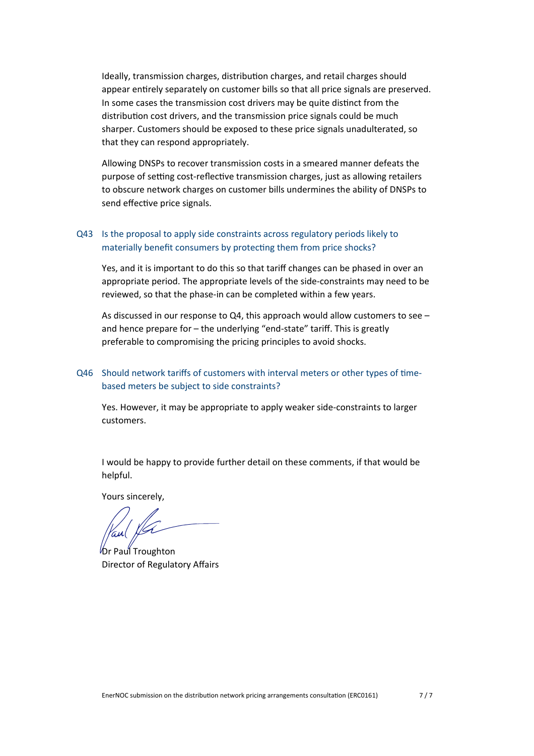Ideally, transmission charges, distribution charges, and retail charges should appear entirely separately on customer bills so that all price signals are preserved. In some cases the transmission cost drivers may be quite distinct from the distribution cost drivers, and the transmission price signals could be much sharper. Customers should be exposed to these price signals unadulterated, so that they can respond appropriately.

Allowing DNSPs to recover transmission costs in a smeared manner defeats the purpose of setting cost-reflective transmission charges, just as allowing retailers to obscure network charges on customer bills undermines the ability of DNSPs to send effective price signals.

### Q43 Is the proposal to apply side constraints across regulatory periods likely to materially benefit consumers by protecting them from price shocks?

Yes, and it is important to do this so that tariff changes can be phased in over an appropriate period. The appropriate levels of the side-constraints may need to be reviewed, so that the phase-in can be completed within a few years.

As discussed in our response to Q4, this approach would allow customers to see – and hence prepare for – the underlying "end-state" tariff. This is greatly preferable to compromising the pricing principles to avoid shocks.

### Q46 Should network tariffs of customers with interval meters or other types of time-based meters be subject to side constraints?

Yes. However, it may be appropriate to apply weaker side-constraints to larger customers.

I would be happy to provide further detail on these comments, if that would be helpful.

Yours sincerely,

Dr Paul Troughton
Director of Regulatory Affairs